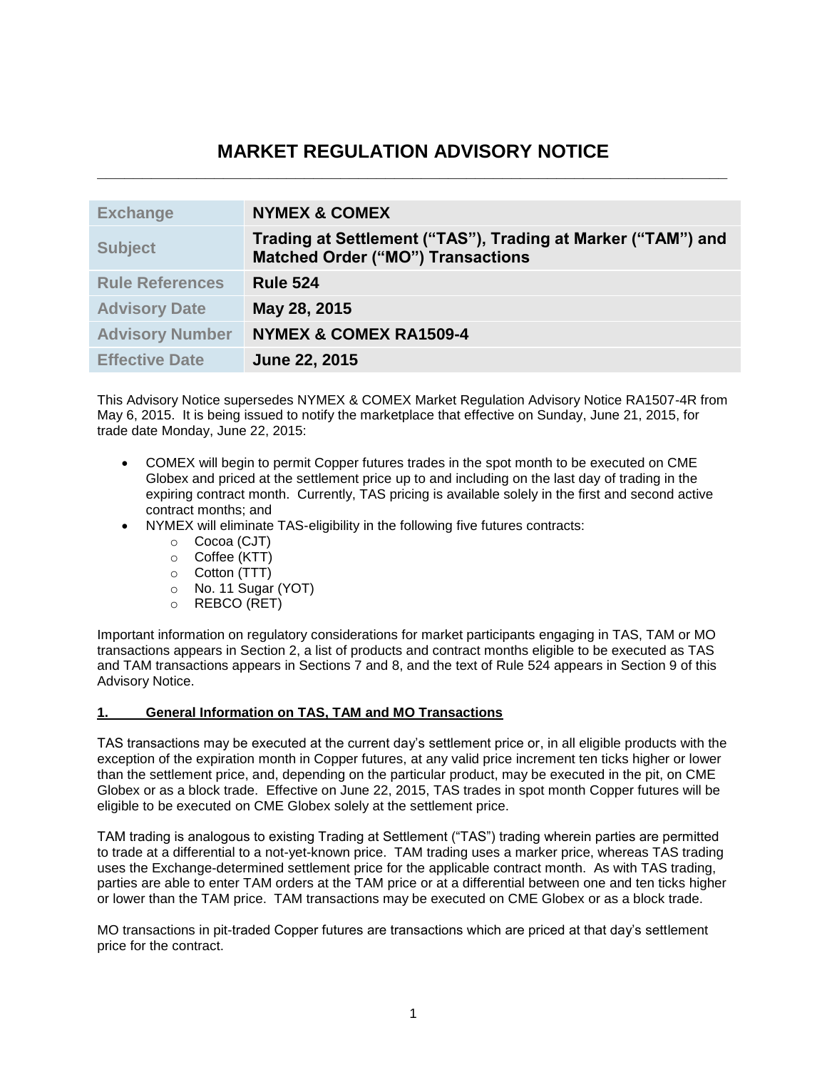# MARKET REGULATION ADVISORY NOTICE

| | |
|---|---|
| **Exchange** | **NYMEX & COMEX** |
| **Subject** | **Trading at Settlement ("TAS"), Trading at Marker ("TAM") and Matched Order ("MO") Transactions** |
| **Rule References** | **Rule 524** |
| **Advisory Date** | **May 28, 2015** |
| **Advisory Number** | **NYMEX & COMEX RA1509-4** |
| **Effective Date** | **June 22, 2015** |

This Advisory Notice supersedes NYMEX & COMEX Market Regulation Advisory Notice RA1507-4R from May 6, 2015. It is being issued to notify the marketplace that effective on Sunday, June 21, 2015, for trade date Monday, June 22, 2015:

- COMEX will begin to permit Copper futures trades in the spot month to be executed on CME Globex and priced at the settlement price up to and including on the last day of trading in the expiring contract month. Currently, TAS pricing is available solely in the first and second active contract months; and
- NYMEX will eliminate TAS-eligibility in the following five futures contracts:
  - Cocoa (CJT)
  - Coffee (KTT)
  - Cotton (TTT)
  - No. 11 Sugar (YOT)
  - REBCO (RET)

Important information on regulatory considerations for market participants engaging in TAS, TAM or MO transactions appears in Section 2, a list of products and contract months eligible to be executed as TAS and TAM transactions appears in Sections 7 and 8, and the text of Rule 524 appears in Section 9 of this Advisory Notice.

## 1. General Information on TAS, TAM and MO Transactions

TAS transactions may be executed at the current day's settlement price or, in all eligible products with the exception of the expiration month in Copper futures, at any valid price increment ten ticks higher or lower than the settlement price, and, depending on the particular product, may be executed in the pit, on CME Globex or as a block trade. Effective on June 22, 2015, TAS trades in spot month Copper futures will be eligible to be executed on CME Globex solely at the settlement price.

TAM trading is analogous to existing Trading at Settlement ("TAS") trading wherein parties are permitted to trade at a differential to a not-yet-known price. TAM trading uses a marker price, whereas TAS trading uses the Exchange-determined settlement price for the applicable contract month. As with TAS trading, parties are able to enter TAM orders at the TAM price or at a differential between one and ten ticks higher or lower than the TAM price. TAM transactions may be executed on CME Globex or as a block trade.

MO transactions in pit-traded Copper futures are transactions which are priced at that day's settlement price for the contract.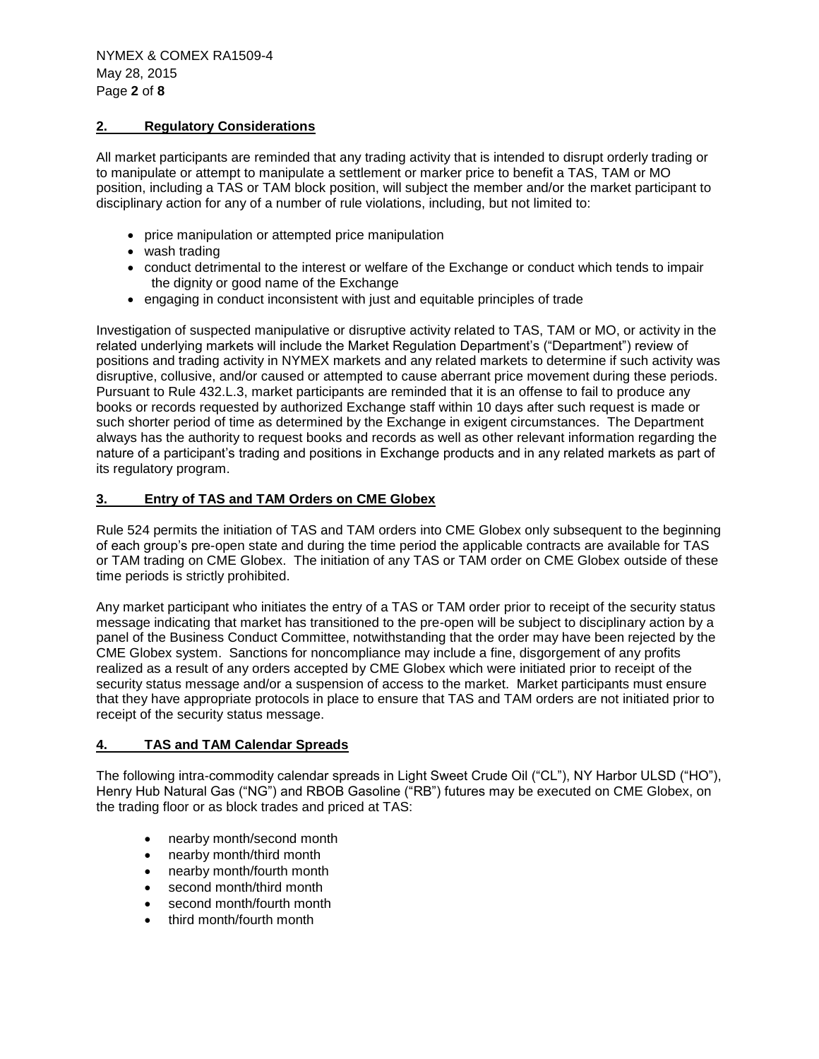## 2. Regulatory Considerations

All market participants are reminded that any trading activity that is intended to disrupt orderly trading or to manipulate or attempt to manipulate a settlement or marker price to benefit a TAS, TAM or MO position, including a TAS or TAM block position, will subject the member and/or the market participant to disciplinary action for any of a number of rule violations, including, but not limited to:

- price manipulation or attempted price manipulation
- wash trading
- conduct detrimental to the interest or welfare of the Exchange or conduct which tends to impair the dignity or good name of the Exchange
- engaging in conduct inconsistent with just and equitable principles of trade

Investigation of suspected manipulative or disruptive activity related to TAS, TAM or MO, or activity in the related underlying markets will include the Market Regulation Department's ("Department") review of positions and trading activity in NYMEX markets and any related markets to determine if such activity was disruptive, collusive, and/or caused or attempted to cause aberrant price movement during these periods. Pursuant to Rule 432.L.3, market participants are reminded that it is an offense to fail to produce any books or records requested by authorized Exchange staff within 10 days after such request is made or such shorter period of time as determined by the Exchange in exigent circumstances. The Department always has the authority to request books and records as well as other relevant information regarding the nature of a participant's trading and positions in Exchange products and in any related markets as part of its regulatory program.

## 3. Entry of TAS and TAM Orders on CME Globex

Rule 524 permits the initiation of TAS and TAM orders into CME Globex only subsequent to the beginning of each group's pre-open state and during the time period the applicable contracts are available for TAS or TAM trading on CME Globex. The initiation of any TAS or TAM order on CME Globex outside of these time periods is strictly prohibited.

Any market participant who initiates the entry of a TAS or TAM order prior to receipt of the security status message indicating that market has transitioned to the pre-open will be subject to disciplinary action by a panel of the Business Conduct Committee, notwithstanding that the order may have been rejected by the CME Globex system. Sanctions for noncompliance may include a fine, disgorgement of any profits realized as a result of any orders accepted by CME Globex which were initiated prior to receipt of the security status message and/or a suspension of access to the market. Market participants must ensure that they have appropriate protocols in place to ensure that TAS and TAM orders are not initiated prior to receipt of the security status message.

## 4. TAS and TAM Calendar Spreads

The following intra-commodity calendar spreads in Light Sweet Crude Oil ("CL"), NY Harbor ULSD ("HO"), Henry Hub Natural Gas ("NG") and RBOB Gasoline ("RB") futures may be executed on CME Globex, on the trading floor or as block trades and priced at TAS:

- nearby month/second month
- nearby month/third month
- nearby month/fourth month
- second month/third month
- second month/fourth month
- third month/fourth month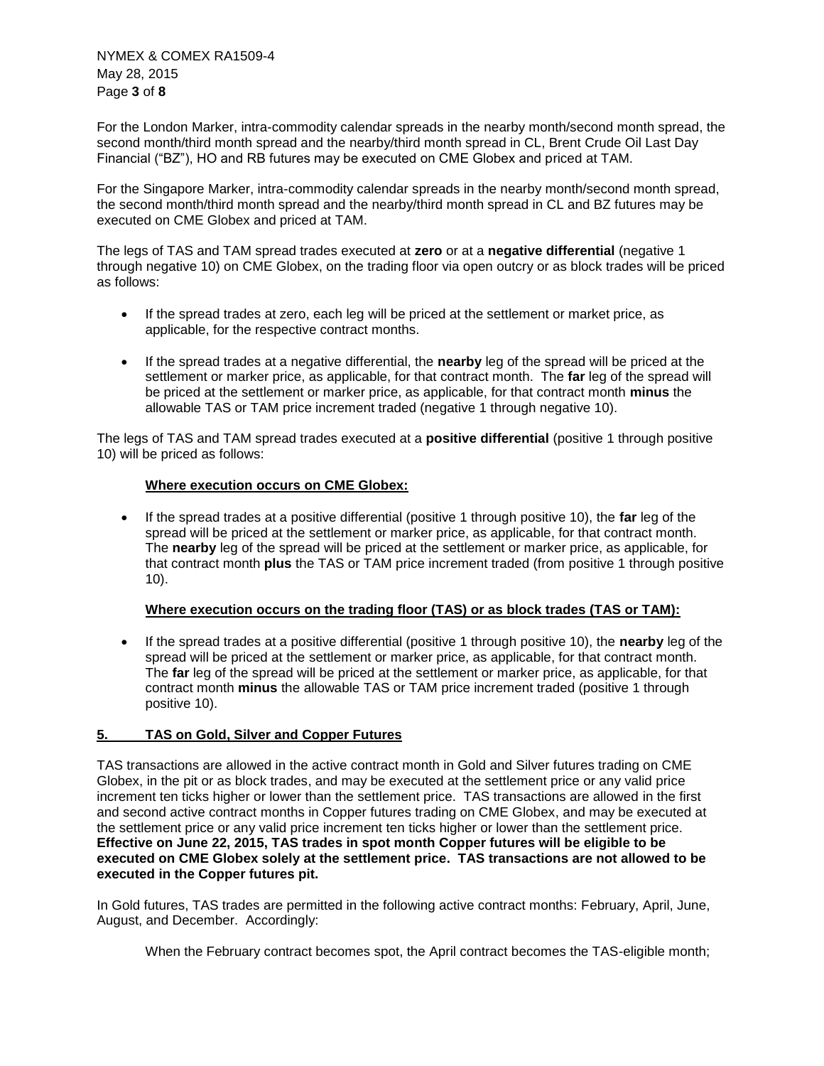For the London Marker, intra-commodity calendar spreads in the nearby month/second month spread, the second month/third month spread and the nearby/third month spread in CL, Brent Crude Oil Last Day Financial ("BZ"), HO and RB futures may be executed on CME Globex and priced at TAM.

For the Singapore Marker, intra-commodity calendar spreads in the nearby month/second month spread, the second month/third month spread and the nearby/third month spread in CL and BZ futures may be executed on CME Globex and priced at TAM.

The legs of TAS and TAM spread trades executed at **zero** or at a **negative differential** (negative 1 through negative 10) on CME Globex, on the trading floor via open outcry or as block trades will be priced as follows:

- If the spread trades at zero, each leg will be priced at the settlement or market price, as applicable, for the respective contract months.
- If the spread trades at a negative differential, the **nearby** leg of the spread will be priced at the settlement or marker price, as applicable, for that contract month. The **far** leg of the spread will be priced at the settlement or marker price, as applicable, for that contract month **minus** the allowable TAS or TAM price increment traded (negative 1 through negative 10).

The legs of TAS and TAM spread trades executed at a **positive differential** (positive 1 through positive 10) will be priced as follows:

**Where execution occurs on CME Globex:**

- If the spread trades at a positive differential (positive 1 through positive 10), the **far** leg of the spread will be priced at the settlement or marker price, as applicable, for that contract month. The **nearby** leg of the spread will be priced at the settlement or marker price, as applicable, for that contract month **plus** the TAS or TAM price increment traded (from positive 1 through positive 10).

**Where execution occurs on the trading floor (TAS) or as block trades (TAS or TAM):**

- If the spread trades at a positive differential (positive 1 through positive 10), the **nearby** leg of the spread will be priced at the settlement or marker price, as applicable, for that contract month. The **far** leg of the spread will be priced at the settlement or marker price, as applicable, for that contract month **minus** the allowable TAS or TAM price increment traded (positive 1 through positive 10).

## 5. TAS on Gold, Silver and Copper Futures

TAS transactions are allowed in the active contract month in Gold and Silver futures trading on CME Globex, in the pit or as block trades, and may be executed at the settlement price or any valid price increment ten ticks higher or lower than the settlement price. TAS transactions are allowed in the first and second active contract months in Copper futures trading on CME Globex, and may be executed at the settlement price or any valid price increment ten ticks higher or lower than the settlement price. **Effective on June 22, 2015, TAS trades in spot month Copper futures will be eligible to be executed on CME Globex solely at the settlement price. TAS transactions are not allowed to be executed in the Copper futures pit.**

In Gold futures, TAS trades are permitted in the following active contract months: February, April, June, August, and December. Accordingly:

When the February contract becomes spot, the April contract becomes the TAS-eligible month;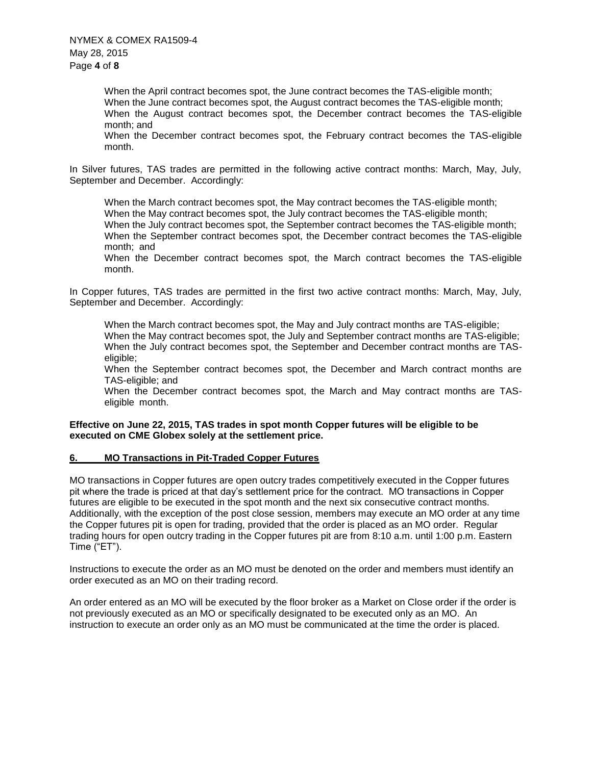When the April contract becomes spot, the June contract becomes the TAS-eligible month;
When the June contract becomes spot, the August contract becomes the TAS-eligible month;
When the August contract becomes spot, the December contract becomes the TAS-eligible month; and
When the December contract becomes spot, the February contract becomes the TAS-eligible month.

In Silver futures, TAS trades are permitted in the following active contract months: March, May, July, September and December. Accordingly:

When the March contract becomes spot, the May contract becomes the TAS-eligible month;
When the May contract becomes spot, the July contract becomes the TAS-eligible month;
When the July contract becomes spot, the September contract becomes the TAS-eligible month;
When the September contract becomes spot, the December contract becomes the TAS-eligible month; and
When the December contract becomes spot, the March contract becomes the TAS-eligible month.

In Copper futures, TAS trades are permitted in the first two active contract months: March, May, July, September and December. Accordingly:

When the March contract becomes spot, the May and July contract months are TAS-eligible;
When the May contract becomes spot, the July and September contract months are TAS-eligible;
When the July contract becomes spot, the September and December contract months are TAS-eligible;
When the September contract becomes spot, the December and March contract months are TAS-eligible; and
When the December contract becomes spot, the March and May contract months are TAS-eligible month.

**Effective on June 22, 2015, TAS trades in spot month Copper futures will be eligible to be executed on CME Globex solely at the settlement price.**

## 6. MO Transactions in Pit-Traded Copper Futures

MO transactions in Copper futures are open outcry trades competitively executed in the Copper futures pit where the trade is priced at that day's settlement price for the contract. MO transactions in Copper futures are eligible to be executed in the spot month and the next six consecutive contract months. Additionally, with the exception of the post close session, members may execute an MO order at any time the Copper futures pit is open for trading, provided that the order is placed as an MO order. Regular trading hours for open outcry trading in the Copper futures pit are from 8:10 a.m. until 1:00 p.m. Eastern Time ("ET").

Instructions to execute the order as an MO must be denoted on the order and members must identify an order executed as an MO on their trading record.

An order entered as an MO will be executed by the floor broker as a Market on Close order if the order is not previously executed as an MO or specifically designated to be executed only as an MO. An instruction to execute an order only as an MO must be communicated at the time the order is placed.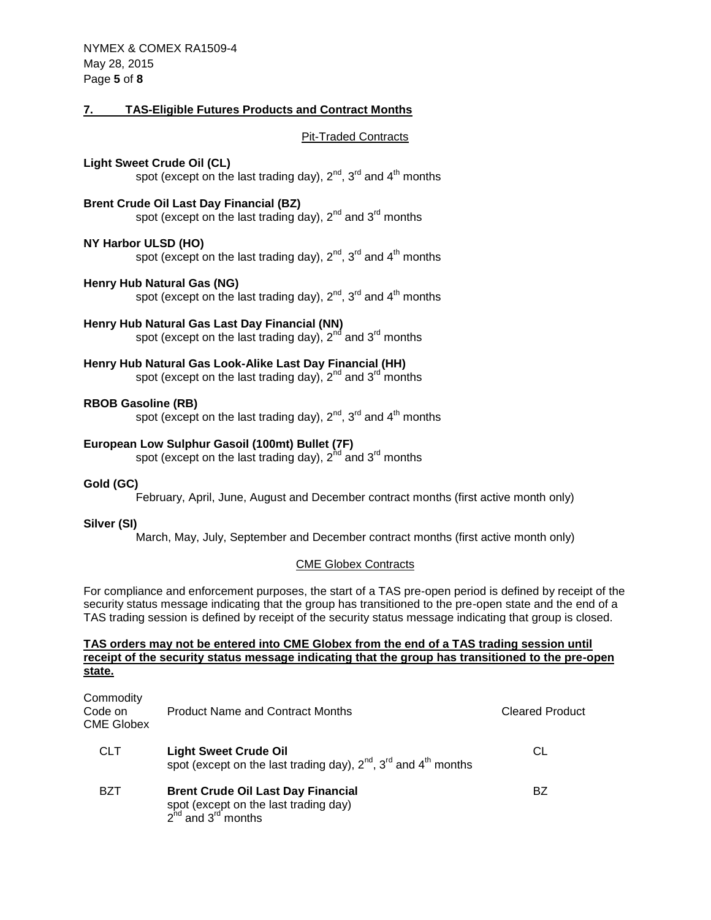## 7. TAS-Eligible Futures Products and Contract Months

Pit-Traded Contracts

**Light Sweet Crude Oil (CL)**
spot (except on the last trading day), 2nd, 3rd and 4th months

**Brent Crude Oil Last Day Financial (BZ)**
spot (except on the last trading day), 2nd and 3rd months

**NY Harbor ULSD (HO)**
spot (except on the last trading day), 2nd, 3rd and 4th months

**Henry Hub Natural Gas (NG)**
spot (except on the last trading day), 2nd, 3rd and 4th months

**Henry Hub Natural Gas Last Day Financial (NN)**
spot (except on the last trading day), 2nd and 3rd months

**Henry Hub Natural Gas Look-Alike Last Day Financial (HH)**
spot (except on the last trading day), 2nd and 3rd months

**RBOB Gasoline (RB)**
spot (except on the last trading day), 2nd, 3rd and 4th months

**European Low Sulphur Gasoil (100mt) Bullet (7F)**
spot (except on the last trading day), 2nd and 3rd months

**Gold (GC)**
February, April, June, August and December contract months (first active month only)

**Silver (SI)**
March, May, July, September and December contract months (first active month only)

CME Globex Contracts

For compliance and enforcement purposes, the start of a TAS pre-open period is defined by receipt of the security status message indicating that the group has transitioned to the pre-open state and the end of a TAS trading session is defined by receipt of the security status message indicating that group is closed.

**TAS orders may not be entered into CME Globex from the end of a TAS trading session until receipt of the security status message indicating that the group has transitioned to the pre-open state.**

| Commodity Code on CME Globex | Product Name and Contract Months | Cleared Product |
|---|---|---|
| CLT | **Light Sweet Crude Oil** spot (except on the last trading day), 2nd, 3rd and 4th months | CL |
| BZT | **Brent Crude Oil Last Day Financial** spot (except on the last trading day) 2nd and 3rd months | BZ |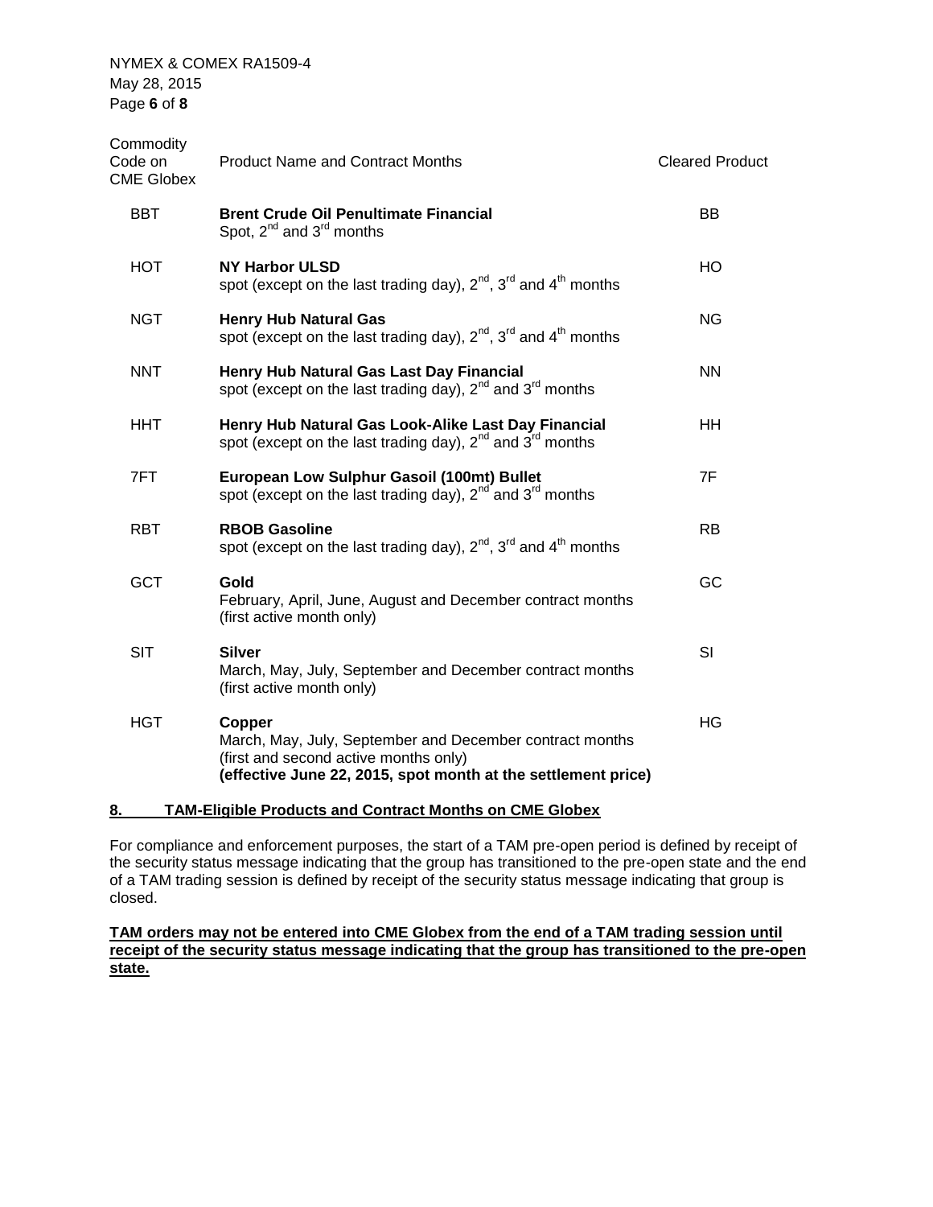| Commodity Code on CME Globex | Product Name and Contract Months | Cleared Product |
|---|---|---|
| BBT | **Brent Crude Oil Penultimate Financial**<br>Spot, $2^{nd}$ and $3^{rd}$ months | BB |
| HOT | **NY Harbor ULSD**<br>spot (except on the last trading day), $2^{nd}$, $3^{rd}$ and $4^{th}$ months | HO |
| NGT | **Henry Hub Natural Gas**<br>spot (except on the last trading day), $2^{nd}$, $3^{rd}$ and $4^{th}$ months | NG |
| NNT | **Henry Hub Natural Gas Last Day Financial**<br>spot (except on the last trading day), $2^{nd}$ and $3^{rd}$ months | NN |
| HHT | **Henry Hub Natural Gas Look-Alike Last Day Financial**<br>spot (except on the last trading day), $2^{nd}$ and $3^{rd}$ months | HH |
| 7FT | **European Low Sulphur Gasoil (100mt) Bullet**<br>spot (except on the last trading day), $2^{nd}$ and $3^{rd}$ months | 7F |
| RBT | **RBOB Gasoline**<br>spot (except on the last trading day), $2^{nd}$, $3^{rd}$ and $4^{th}$ months | RB |
| GCT | **Gold**<br>February, April, June, August and December contract months (first active month only) | GC |
| SIT | **Silver**<br>March, May, July, September and December contract months (first active month only) | SI |
| HGT | **Copper**<br>March, May, July, September and December contract months (first and second active months only)<br>**(effective June 22, 2015, spot month at the settlement price)** | HG |

## 8. TAM-Eligible Products and Contract Months on CME Globex

For compliance and enforcement purposes, the start of a TAM pre-open period is defined by receipt of the security status message indicating that the group has transitioned to the pre-open state and the end of a TAM trading session is defined by receipt of the security status message indicating that group is closed.

**TAM orders may not be entered into CME Globex from the end of a TAM trading session until receipt of the security status message indicating that the group has transitioned to the pre-open state.**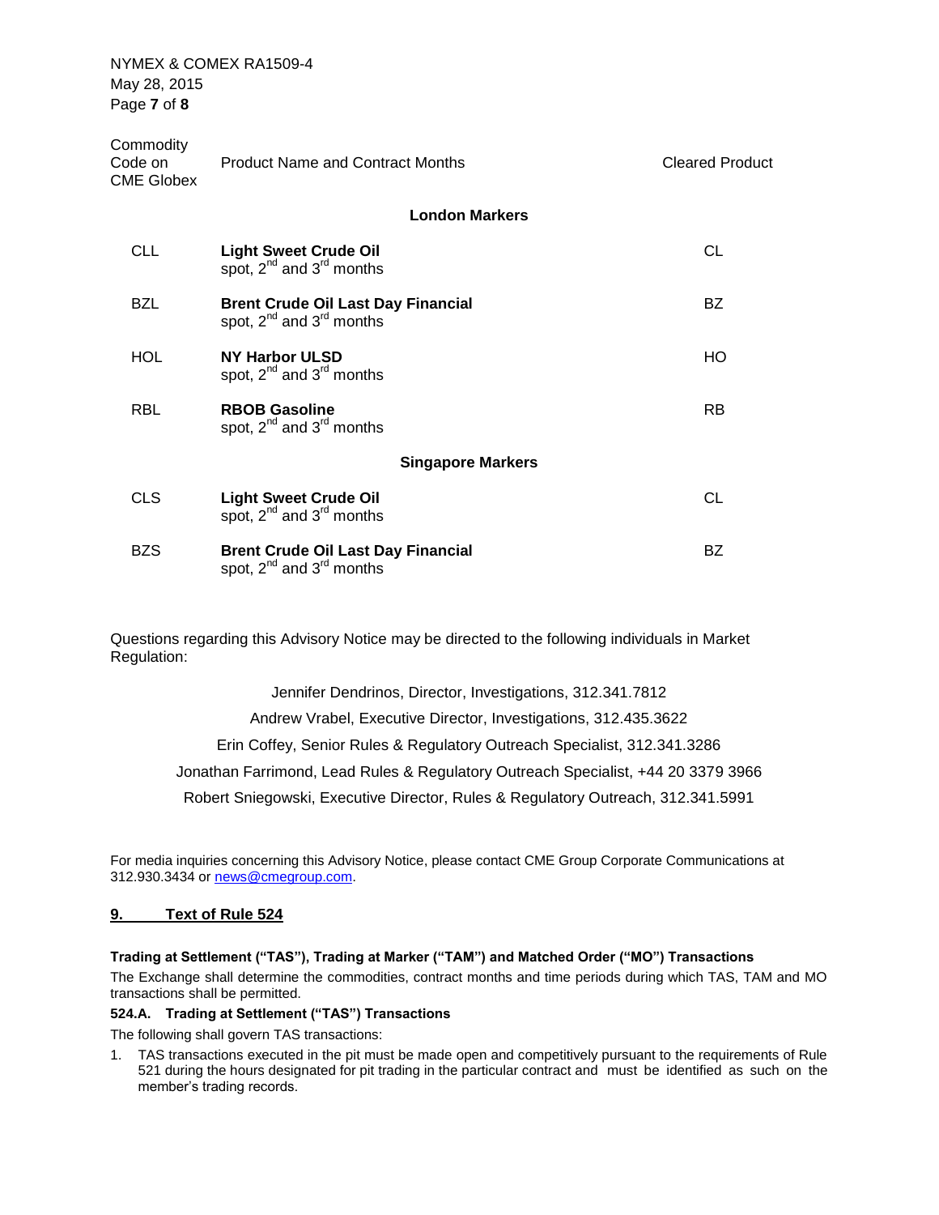| Commodity Code on CME Globex | Product Name and Contract Months | Cleared Product |
|---|---|---|
| | **London Markers** | |
| CLL | **Light Sweet Crude Oil** spot, 2nd and 3rd months | CL |
| BZL | **Brent Crude Oil Last Day Financial** spot, 2nd and 3rd months | BZ |
| HOL | **NY Harbor ULSD** spot, 2nd and 3rd months | HO |
| RBL | **RBOB Gasoline** spot, 2nd and 3rd months | RB |
| | **Singapore Markers** | |
| CLS | **Light Sweet Crude Oil** spot, 2nd and 3rd months | CL |
| BZS | **Brent Crude Oil Last Day Financial** spot, 2nd and 3rd months | BZ |

Questions regarding this Advisory Notice may be directed to the following individuals in Market Regulation:

Jennifer Dendrinos, Director, Investigations, 312.341.7812

Andrew Vrabel, Executive Director, Investigations, 312.435.3622

Erin Coffey, Senior Rules & Regulatory Outreach Specialist, 312.341.3286

Jonathan Farrimond, Lead Rules & Regulatory Outreach Specialist, +44 20 3379 3966

Robert Sniegowski, Executive Director, Rules & Regulatory Outreach, 312.341.5991

For media inquiries concerning this Advisory Notice, please contact CME Group Corporate Communications at 312.930.3434 or news@cmegroup.com.

## 9. Text of Rule 524

**Trading at Settlement ("TAS"), Trading at Marker ("TAM") and Matched Order ("MO") Transactions**

The Exchange shall determine the commodities, contract months and time periods during which TAS, TAM and MO transactions shall be permitted.

**524.A. Trading at Settlement ("TAS") Transactions**

The following shall govern TAS transactions:

1. TAS transactions executed in the pit must be made open and competitively pursuant to the requirements of Rule 521 during the hours designated for pit trading in the particular contract and must be identified as such on the member's trading records.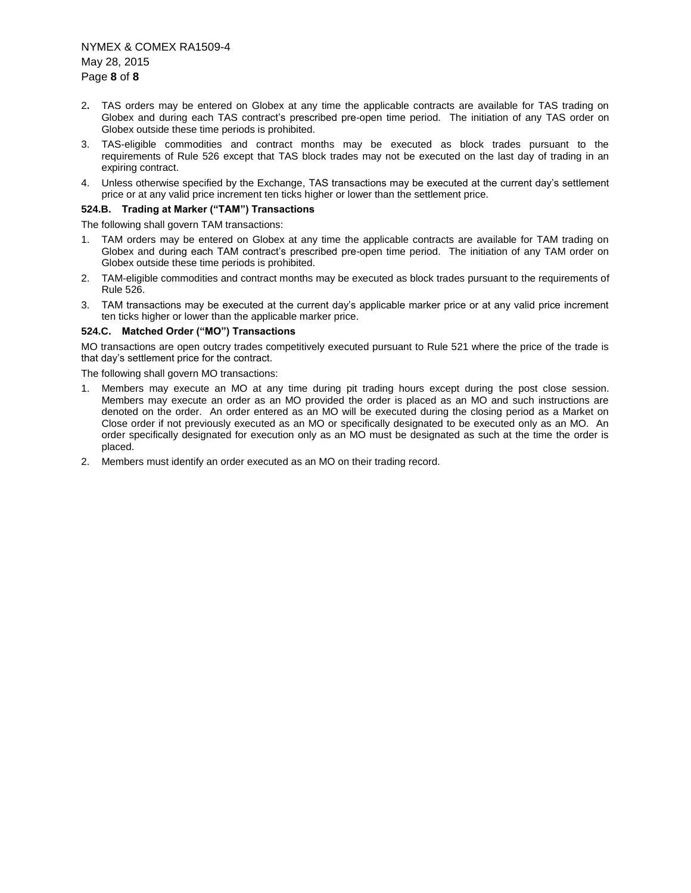2. TAS orders may be entered on Globex at any time the applicable contracts are available for TAS trading on Globex and during each TAS contract's prescribed pre-open time period. The initiation of any TAS order on Globex outside these time periods is prohibited.
3. TAS-eligible commodities and contract months may be executed as block trades pursuant to the requirements of Rule 526 except that TAS block trades may not be executed on the last day of trading in an expiring contract.
4. Unless otherwise specified by the Exchange, TAS transactions may be executed at the current day's settlement price or at any valid price increment ten ticks higher or lower than the settlement price.

**524.B. Trading at Marker ("TAM") Transactions**

The following shall govern TAM transactions:

1. TAM orders may be entered on Globex at any time the applicable contracts are available for TAM trading on Globex and during each TAM contract's prescribed pre-open time period. The initiation of any TAM order on Globex outside these time periods is prohibited.
2. TAM-eligible commodities and contract months may be executed as block trades pursuant to the requirements of Rule 526.
3. TAM transactions may be executed at the current day's applicable marker price or at any valid price increment ten ticks higher or lower than the applicable marker price.

**524.C. Matched Order ("MO") Transactions**

MO transactions are open outcry trades competitively executed pursuant to Rule 521 where the price of the trade is that day's settlement price for the contract.

The following shall govern MO transactions:

1. Members may execute an MO at any time during pit trading hours except during the post close session. Members may execute an order as an MO provided the order is placed as an MO and such instructions are denoted on the order. An order entered as an MO will be executed during the closing period as a Market on Close order if not previously executed as an MO or specifically designated to be executed only as an MO. An order specifically designated for execution only as an MO must be designated as such at the time the order is placed.
2. Members must identify an order executed as an MO on their trading record.